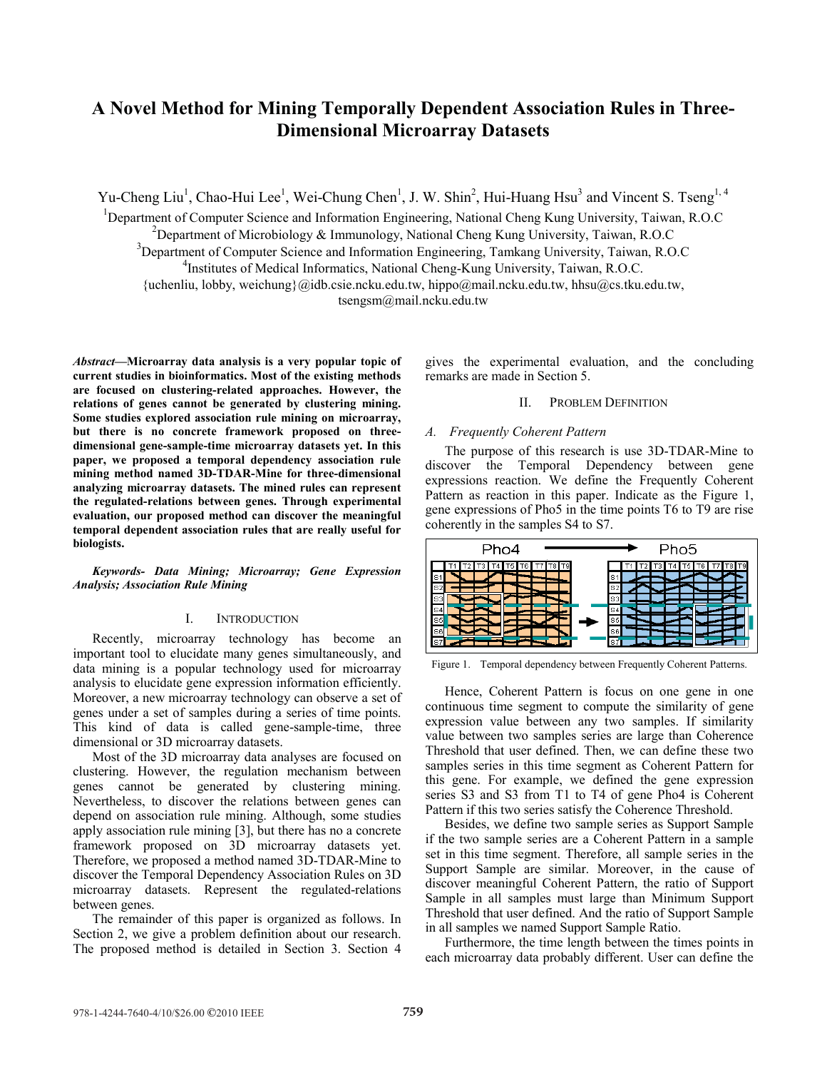# A Novel Method for Mining Temporally Dependent Association Rules in Three-Dimensional Microarray Datasets

Yu-Cheng Liu[1], Chao-Hui Lee[1], Wei-Chung Chen[1], J. W. Shin[2], Hui-Huang Hsu[3] and Vincent S. Tseng[1, 4]

[1]Department of Computer Science and Information Engineering, National Cheng Kung University, Taiwan, R.O.C

[2]Department of Microbiology & Immunology, National Cheng Kung University, Taiwan, R.O.C

[3]Department of Computer Science and Information Engineering, Tamkang University, Taiwan, R.O.C

[4]Institutes of Medical Informatics, National Cheng-Kung University, Taiwan, R.O.C.

{uchenliu, lobby, weichung}@idb.csie.ncku.edu.tw, hippo@mail.ncku.edu.tw, hhsu@cs.tku.edu.tw, tsengsm@mail.ncku.edu.tw

***Abstract*—Microarray data analysis is a very popular topic of current studies in bioinformatics. Most of the existing methods are focused on clustering-related approaches. However, the relations of genes cannot be generated by clustering mining. Some studies explored association rule mining on microarray, but there is no concrete framework proposed on three-dimensional gene-sample-time microarray datasets yet. In this paper, we proposed a temporal dependency association rule mining method named 3D-TDAR-Mine for three-dimensional analyzing microarray datasets. The mined rules can represent the regulated-relations between genes. Through experimental evaluation, our proposed method can discover the meaningful temporal dependent association rules that are really useful for biologists.**

***Keywords- Data Mining; Microarray; Gene Expression Analysis; Association Rule Mining***

## I. INTRODUCTION

Recently, microarray technology has become an important tool to elucidate many genes simultaneously, and data mining is a popular technology used for microarray analysis to elucidate gene expression information efficiently. Moreover, a new microarray technology can observe a set of genes under a set of samples during a series of time points. This kind of data is called gene-sample-time, three dimensional or 3D microarray datasets.

Most of the 3D microarray data analyses are focused on clustering. However, the regulation mechanism between genes cannot be generated by clustering mining. Nevertheless, to discover the relations between genes can depend on association rule mining. Although, some studies apply association rule mining [3], but there has no a concrete framework proposed on 3D microarray datasets yet. Therefore, we proposed a method named 3D-TDAR-Mine to discover the Temporal Dependency Association Rules on 3D microarray datasets. Represent the regulated-relations between genes.

The remainder of this paper is organized as follows. In Section 2, we give a problem definition about our research. The proposed method is detailed in Section 3. Section 4 gives the experimental evaluation, and the concluding remarks are made in Section 5.

## II. PROBLEM DEFINITION

### *A. Frequently Coherent Pattern*

The purpose of this research is use 3D-TDAR-Mine to discover the Temporal Dependency between gene expressions reaction. We define the Frequently Coherent Pattern as reaction in this paper. Indicate as the Figure 1, gene expressions of Pho5 in the time points T6 to T9 are rise coherently in the samples S4 to S7.

Figure 1. Temporal dependency between Frequently Coherent Patterns.

Hence, Coherent Pattern is focus on one gene in one continuous time segment to compute the similarity of gene expression value between any two samples. If similarity value between two samples series are large than Coherence Threshold that user defined. Then, we can define these two samples series in this time segment as Coherent Pattern for this gene. For example, we defined the gene expression series S3 and S3 from T1 to T4 of gene Pho4 is Coherent Pattern if this two series satisfy the Coherence Threshold.

Besides, we define two sample series as Support Sample if the two sample series are a Coherent Pattern in a sample set in this time segment. Therefore, all sample series in the Support Sample are similar. Moreover, in the cause of discover meaningful Coherent Pattern, the ratio of Support Sample in all samples must large than Minimum Support Threshold that user defined. And the ratio of Support Sample in all samples we named Support Sample Ratio.

Furthermore, the time length between the times points in each microarray data probably different. User can define the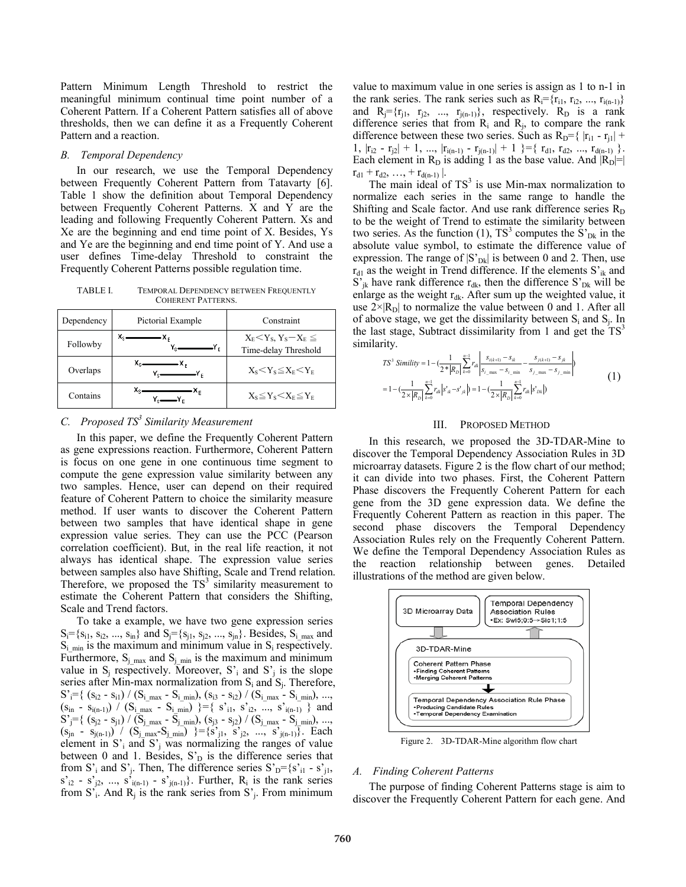Pattern Minimum Length Threshold to restrict the meaningful minimum continual time point number of a Coherent Pattern. If a Coherent Pattern satisfies all of above thresholds, then we can define it as a Frequently Coherent Pattern and a reaction.

### *B. Temporal Dependency*

In our research, we use the Temporal Dependency between Frequently Coherent Pattern from Tatavarty [6]. Table 1 show the definition about Temporal Dependency between Frequently Coherent Patterns. X and Y are the leading and following Frequently Coherent Pattern. Xs and Xe are the beginning and end time point of X. Besides, Ys and Ye are the beginning and end time point of Y. And use a user defines Time-delay Threshold to constraint the Frequently Coherent Patterns possible regulation time.

TABLE I. TEMPORAL DEPENDENCY BETWEEN FREQUENTLY COHERENT PATTERNS.

| Dependency | Pictorial Example | Constraint |
|---|---|---|
| Followby | $X_S$ —— $X_E$ &nbsp; $Y_S$ —— $Y_E$ | $X_E < Y_S$, $Y_S - X_E \leqq$ Time-delay Threshold |
| Overlaps | $X_S$ —— $X_E$ &nbsp; $Y_S$ —— $Y_E$ | $X_S < Y_S \leqq X_E < Y_E$ |
| Contains | $X_S$ —— $X_E$ &nbsp; $Y_S$ —— $Y_E$ | $X_S \leqq Y_S < X_E \leqq Y_E$ |

### *C. Proposed TS³ Similarity Measurement*

In this paper, we define the Frequently Coherent Pattern as gene expressions reaction. Furthermore, Coherent Pattern is focus on one gene in one continuous time segment to compute the gene expression value similarity between any two samples. Hence, user can depend on their required feature of Coherent Pattern to choice the similarity measure method. If user wants to discover the Coherent Pattern between two samples that have identical shape in gene expression value series. They can use the PCC (Pearson correlation coefficient). But, in the real life reaction, it not always has identical shape. The expression value series between samples also have Shifting, Scale and Trend relation. Therefore, we proposed the $TS^3$ similarity measurement to estimate the Coherent Pattern that considers the Shifting, Scale and Trend factors.

To take a example, we have two gene expression series $S_i=\{s_{i1}, s_{i2}, ..., s_{in}\}$ and $S_j=\{s_{j1}, s_{j2}, ..., s_{jn}\}$. Besides, $S_{i\_max}$ and $S_{i\_min}$ is the maximum and minimum value in $S_i$ respectively. Furthermore, $S_{j\_max}$ and $S_{j\_min}$ is the maximum and minimum value in $S_j$ respectively. Moreover, $S'_i$ and $S'_j$ is the slope series after Min-max normalization from $S_i$ and $S_j$. Therefore, $S'_i=\{ (s_{i2} - s_{i1}) / (S_{i\_max} - S_{i\_min}), (s_{i3} - s_{i2}) / (S_{i\_max} - S_{i\_min}), ..., (s_{in} - s_{i(n-1)}) / (S_{i\_max} - S_{i\_min}) \}=\{ s'_{i1}, s'_{i2}, ..., s'_{i(n-1)} \}$ and $S'_j=\{ (s_{j2} - s_{j1}) / (S_{j\_max} - S_{j\_min}), (s_{j3} - s_{j2}) / (S_{j\_max} - S_{j\_min}), ..., (s_{jn} - s_{j(n-1)}) / (S_{j\_max}-S_{j\_min}) \}=\{s'_{j1}, s'_{j2}, ..., s'_{j(n-1)}\}$. Each element in $S'_i$ and $S'_j$ was normalizing the ranges of value between 0 and 1. Besides, $S'_D$ is the difference series that from $S'_i$ and $S'_j$. Then, The difference series $S'_D=\{s'_{i1} - s'_{j1}, s'_{i2} - s'_{j2}, ..., s'_{i(n-1)} - s'_{j(n-1)}\}$. Further, $R_i$ is the rank series from $S'_i$. And $R_j$ is the rank series from $S'_j$. From minimum value to maximum value in one series is assign as 1 to n-1 in the rank series. The rank series such as $R_i=\{r_{i1}, r_{i2}, ..., r_{i(n-1)}\}$ and $R_j=\{r_{j1}, r_{j2}, ..., r_{j(n-1)}\}$, respectively. $R_D$ is a rank difference series that from $R_i$ and $R_j$, to compare the rank difference between these two series. Such as $R_D=\{ |r_{i1} - r_{j1}| + 1, |r_{i2} - r_{j2}| + 1, ..., |r_{i(n-1)} - r_{j(n-1)}| + 1 \}=\{ r_{d1}, r_{d2}, ..., r_{d(n-1)} \}$. Each element in $R_D$ is adding 1 as the base value. And $|R_D|=|r_{d1} + r_{d2}, ..., + r_{d(n-1)}|$.

The main ideal of $TS^3$ is use Min-max normalization to normalize each series in the same range to handle the Shifting and Scale factor. And use rank difference series $R_D$ to be the weight of Trend to estimate the similarity between two series. As the function (1), $TS^3$ computes the $S'_{Dk}$ in the absolute value symbol, to estimate the difference value of expression. The range of $|S'_{Dk}|$ is between 0 and 2. Then, use $r_{d1}$ as the weight in Trend difference. If the elements $S'_{ik}$ and $S'_{jk}$ have rank difference $r_{dk}$, then the difference $S'_{Dk}$ will be enlarge as the weight $r_{dk}$. After sum up the weighted value, it use $2\times|R_D|$ to normalize the value between 0 and 1. After all of above stage, we get the dissimilarity between $S_i$ and $S_j$. In the last stage, Subtract dissimilarity from 1 and get the $TS^3$ similarity.

$$
\begin{aligned}
TS^3\ Simility &= 1-\left(\frac{1}{2*|R_D|}\sum_{k=0}^{n-1} r_{dk}\left|\frac{s_{i(k+1)}-s_{ik}}{s_{i\_max}-s_{i\_min}}-\frac{s_{j(k+1)}-s_{jk}}{s_{j\_max}-s_{j\_min}}\right|\right) \\
&= 1-\left(\frac{1}{2\times|R_D|}\sum_{k=0}^{n-1} r_{dk}\left|s'_{ik}-s'_{jk}\right|\right)=1-\left(\frac{1}{2\times|R_D|}\sum_{k=0}^{n-1} r_{dk}\left|s'_{Dk}\right|\right)
\end{aligned}
\tag{1}
$$

## III. PROPOSED METHOD

In this research, we proposed the 3D-TDAR-Mine to discover the Temporal Dependency Association Rules in 3D microarray datasets. Figure 2 is the flow chart of our method; it can divide into two phases. First, the Coherent Pattern Phase discovers the Frequently Coherent Pattern for each gene from the 3D gene expression data. We define the Frequently Coherent Pattern as reaction in this paper. The second phase discovers the Temporal Dependency Association Rules rely on the Frequently Coherent Pattern. We define the Temporal Dependency Association Rules as the reaction relationship between genes. Detailed illustrations of the method are given below.

3D Microarray Data

Temporal Dependency Association Rules
• Ex: Swi5;0:5→Sic1;1:5

3D-TDAR-Mine

Coherent Pattern Phase
• Finding Coherent Patterns
• Merging Coherent Patterns

Temporal Dependency Association Rule Phase
• Producing Candidate Rules
• Temporal Dependency Examination

Figure 2. 3D-TDAR-Mine algorithm flow chart

### *A. Finding Coherent Patterns*

The purpose of finding Coherent Patterns stage is aim to discover the Frequently Coherent Pattern for each gene. And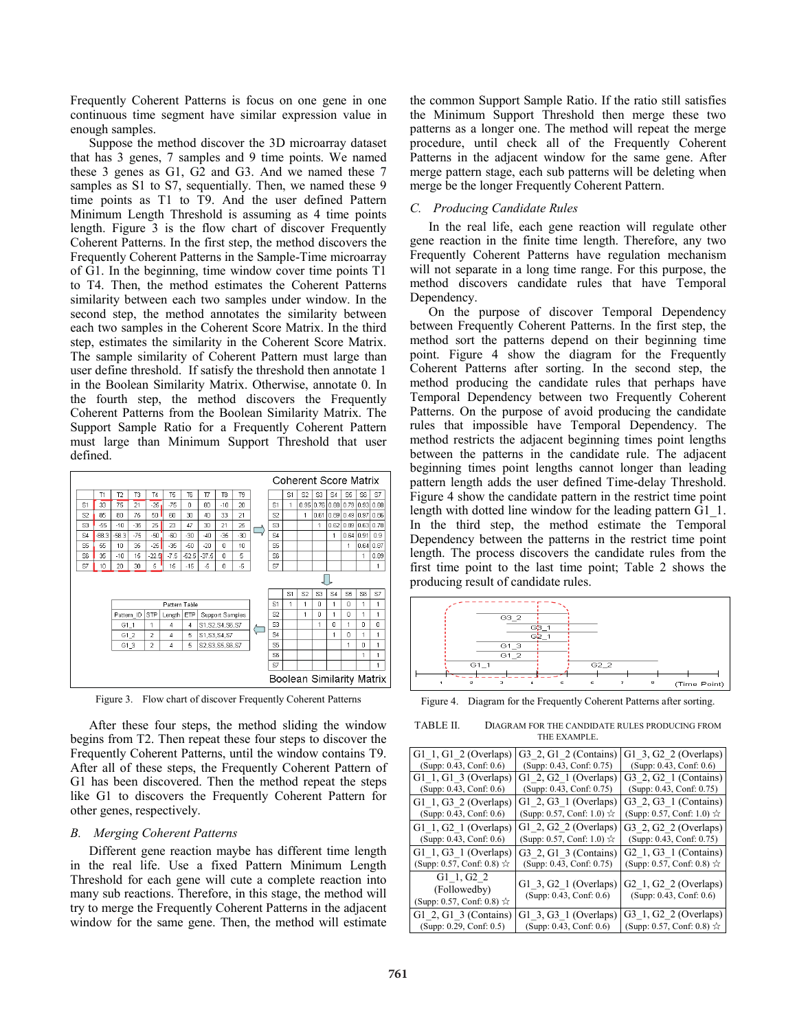Frequently Coherent Patterns is focus on one gene in one continuous time segment have similar expression value in enough samples.

Suppose the method discover the 3D microarray dataset that has 3 genes, 7 samples and 9 time points. We named these 3 genes as G1, G2 and G3. And we named these 7 samples as S1 to S7, sequentially. Then, we named these 9 time points as T1 to T9. And the user defined Pattern Minimum Length Threshold is assuming as 4 time points length. Figure 3 is the flow chart of discover Frequently Coherent Patterns. In the first step, the method discovers the Frequently Coherent Patterns in the Sample-Time microarray of G1. In the beginning, time window cover time points T1 to T4. Then, the method estimates the Coherent Patterns similarity between each two samples under window. In the second step, the method annotates the similarity between each two samples in the Coherent Score Matrix. In the third step, estimates the similarity in the Coherent Score Matrix. The sample similarity of Coherent Pattern must large than user define threshold. If satisfy the threshold then annotate 1 in the Boolean Similarity Matrix. Otherwise, annotate 0. In the fourth step, the method discovers the Frequently Coherent Patterns from the Boolean Similarity Matrix. The Support Sample Ratio for a Frequently Coherent Pattern must large than Minimum Support Threshold that user defined.

| | T1 | T2 | T3 | T4 | T5 | T6 | T7 | T8 | T9 |
|---|---|---|---|---|---|---|---|---|---|
| S1 | 33 | 75 | 21 | -25 | -75 | 0 | 60 | -10 | 20 |
| S2 | 85 | 80 | 75 | 50 | 60 | 30 | 40 | 33 | 21 |
| S3 | -55 | -10 | -35 | 25 | 23 | 47 | 30 | 21 | 25 |
| S4 | -88.3 | -58.3 | -75 | -50 | -60 | -30 | -40 | -35 | -30 |
| S5 | 55 | 10 | 35 | -25 | -35 | -50 | -20 | 0 | 10 |
| S6 | 35 | -10 | 15 | -22.5 | -7.5 | -52.5 | -37.5 | 0 | 5 |
| S7 | 10 | 20 | 30 | 5 | 15 | -15 | -5 | 0 | -5 |

Coherent Score Matrix

| | S1 | S2 | S3 | S4 | S5 | S6 | S7 |
|---|---|---|---|---|---|---|---|
| S1 | 1 | 0.95 | 0.76 | 0.88 | 0.79 | 0.93 | 0.88 |
| S2 | | 1 | 0.61 | 0.89 | 0.49 | 0.97 | 0.86 |
| S3 | | | 1 | 0.62 | 0.89 | 0.63 | 0.78 |
| S4 | | | | 1 | 0.64 | 0.91 | 0.9 |
| S5 | | | | | 1 | 0.64 | 0.87 |
| S6 | | | | | | 1 | 0.89 |
| S7 | | | | | | | 1 |

Boolean Similarity Matrix

| | S1 | S2 | S3 | S4 | S5 | S6 | S7 |
|---|---|---|---|---|---|---|---|
| S1 | 1 | 1 | 0 | 1 | 0 | 1 | 1 |
| S2 | | 1 | 0 | 1 | 0 | 1 | 1 |
| S3 | | | 1 | 0 | 1 | 0 | 0 |
| S4 | | | | 1 | 0 | 1 | 1 |
| S5 | | | | | 1 | 0 | 1 |
| S6 | | | | | | 1 | 1 |
| S7 | | | | | | | 1 |

Pattern Table

| Pattern_ID | STP | Length | ETP | Support Samples |
|---|---|---|---|---|
| G1_1 | 1 | 4 | 4 | S1,S2,S4,S6,S7 |
| G1_2 | 2 | 4 | 5 | S1,S3,S4,S7 |
| G1_3 | 2 | 4 | 5 | S2,S3,S5,S6,S7 |

Figure 3. Flow chart of discover Frequently Coherent Patterns

After these four steps, the method sliding the window begins from T2. Then repeat these four steps to discover the Frequently Coherent Patterns, until the window contains T9. After all of these steps, the Frequently Coherent Pattern of G1 has been discovered. Then the method repeat the steps like G1 to discovers the Frequently Coherent Pattern for other genes, respectively.

### B. Merging Coherent Patterns

Different gene reaction maybe has different time length in the real life. Use a fixed Pattern Minimum Length Threshold for each gene will cute a complete reaction into many sub reactions. Therefore, in this stage, the method will try to merge the Frequently Coherent Patterns in the adjacent window for the same gene. Then, the method will estimate the common Support Sample Ratio. If the ratio still satisfies the Minimum Support Threshold then merge these two patterns as a longer one. The method will repeat the merge procedure, until check all of the Frequently Coherent Patterns in the adjacent window for the same gene. After merge pattern stage, each sub patterns will be deleting when merge be the longer Frequently Coherent Pattern.

### C. Producing Candidate Rules

In the real life, each gene reaction will regulate other gene reaction in the finite time length. Therefore, any two Frequently Coherent Patterns have regulation mechanism will not separate in a long time range. For this purpose, the method discovers candidate rules that have Temporal Dependency.

On the purpose of discover Temporal Dependency between Frequently Coherent Patterns. In the first step, the method sort the patterns depend on their beginning time point. Figure 4 show the diagram for the Frequently Coherent Patterns after sorting. In the second step, the method producing the candidate rules that perhaps have Temporal Dependency between two Frequently Coherent Patterns. On the purpose of avoid producing the candidate rules that impossible have Temporal Dependency. The method restricts the adjacent beginning times point lengths between the patterns in the candidate rule. The adjacent beginning times point lengths cannot longer than leading pattern length adds the user defined Time-delay Threshold. Figure 4 show the candidate pattern in the restrict time point length with dotted line window for the leading pattern G1_1. In the third step, the method estimate the Temporal Dependency between the patterns in the restrict time point length. The process discovers the candidate rules from the first time point to the last time point; Table 2 shows the producing result of candidate rules.

G3_2
G3_1
G2_1
G1_3
G1_2
G1_1
G2_2
1 2 3 4 5 6 7 8 (Time Point)

Figure 4. Diagram for the Frequently Coherent Patterns after sorting.

TABLE II. DIAGRAM FOR THE CANDIDATE RULES PRODUCING FROM THE EXAMPLE.

| | | |
|---|---|---|
| G1_1, G1_2 (Overlaps) (Supp: 0.43, Conf: 0.6) | G3_2, G1_2 (Contains) (Supp: 0.43, Conf: 0.75) | G1_3, G2_2 (Overlaps) (Supp: 0.43, Conf: 0.6) |
| G1_1, G1_3 (Overlaps) (Supp: 0.43, Conf: 0.6) | G1_2, G2_1 (Overlaps) (Supp: 0.43, Conf: 0.75) | G3_2, G2_1 (Contains) (Supp: 0.43, Conf: 0.75) |
| G1_1, G3_2 (Overlaps) (Supp: 0.43, Conf: 0.6) | G1_2, G3_1 (Overlaps) (Supp: 0.57, Conf: 1.0) ☆ | G3_2, G3_1 (Contains) (Supp: 0.57, Conf: 1.0) ☆ |
| G1_1, G2_1 (Overlaps) (Supp: 0.43, Conf: 0.6) | G1_2, G2_2 (Overlaps) (Supp: 0.57, Conf: 1.0) ☆ | G3_2, G2_2 (Overlaps) (Supp: 0.43, Conf: 0.75) |
| G1_1, G3_1 (Overlaps) (Supp: 0.57, Conf: 0.8) ☆ | G3_2, G1_3 (Contains) (Supp: 0.43, Conf: 0.75) | G2_1, G3_1 (Contains) (Supp: 0.57, Conf: 0.8) ☆ |
| G1_1, G2_2 (Followedby) (Supp: 0.57, Conf: 0.8) ☆ | G1_3, G2_1 (Overlaps) (Supp: 0.43, Conf: 0.6) | G2_1, G2_2 (Overlaps) (Supp: 0.43, Conf: 0.6) |
| G1_2, G1_3 (Contains) (Supp: 0.29, Conf: 0.5) | G1_3, G3_1 (Overlaps) (Supp: 0.43, Conf: 0.6) | G3_1, G2_2 (Overlaps) (Supp: 0.57, Conf: 0.8) ☆ |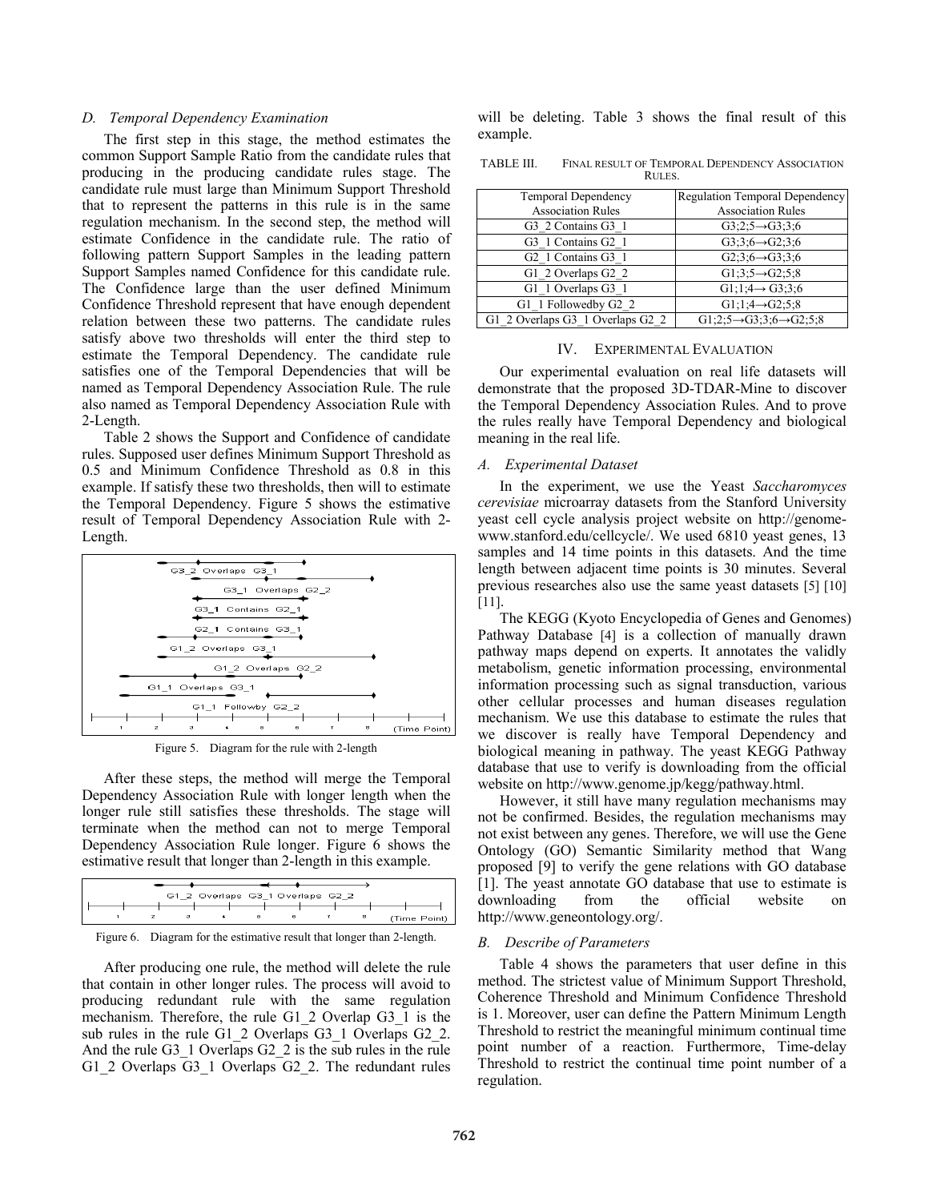### D. Temporal Dependency Examination

The first step in this stage, the method estimates the common Support Sample Ratio from the candidate rules that producing in the producing candidate rules stage. The candidate rule must large than Minimum Support Threshold that to represent the patterns in this rule is in the same regulation mechanism. In the second step, the method will estimate Confidence in the candidate rule. The ratio of following pattern Support Samples in the leading pattern Support Samples named Confidence for this candidate rule. The Confidence large than the user defined Minimum Confidence Threshold represent that have enough dependent relation between these two patterns. The candidate rules satisfy above two thresholds will enter the third step to estimate the Temporal Dependency. The candidate rule satisfies one of the Temporal Dependencies that will be named as Temporal Dependency Association Rule. The rule also named as Temporal Dependency Association Rule with 2-Length.

Table 2 shows the Support and Confidence of candidate rules. Supposed user defines Minimum Support Threshold as 0.5 and Minimum Confidence Threshold as 0.8 in this example. If satisfy these two thresholds, then will to estimate the Temporal Dependency. Figure 5 shows the estimative result of Temporal Dependency Association Rule with 2-Length.

Figure 5. Diagram for the rule with 2-length

After these steps, the method will merge the Temporal Dependency Association Rule with longer length when the longer rule still satisfies these thresholds. The stage will terminate when the method can not to merge Temporal Dependency Association Rule longer. Figure 6 shows the estimative result that longer than 2-length in this example.

Figure 6. Diagram for the estimative result that longer than 2-length.

After producing one rule, the method will delete the rule that contain in other longer rules. The process will avoid to producing redundant rule with the same regulation mechanism. Therefore, the rule G1_2 Overlap G3_1 is the sub rules in the rule G1_2 Overlaps G3_1 Overlaps G2_2. And the rule G3_1 Overlaps G2_2 is the sub rules in the rule G1_2 Overlaps G3_1 Overlaps G2_2. The redundant rules will be deleting. Table 3 shows the final result of this example.

TABLE III. FINAL RESULT OF TEMPORAL DEPENDENCY ASSOCIATION RULES.

| Temporal Dependency Association Rules | Regulation Temporal Dependency Association Rules |
|---|---|
| G3_2 Contains G3_1 | G3;2;5→G3;3;6 |
| G3_1 Contains G2_1 | G3;3;6→G2;3;6 |
| G2_1 Contains G3_1 | G2;3;6→G3;3;6 |
| G1_2 Overlaps G2_2 | G1;3;5→G2;5;8 |
| G1_1 Overlaps G3_1 | G1;1;4→ G3;3;6 |
| G1_1 Followedby G2_2 | G1;1;4→G2;5;8 |
| G1_2 Overlaps G3_1 Overlaps G2_2 | G1;2;5→G3;3;6→G2;5;8 |

## IV. EXPERIMENTAL EVALUATION

Our experimental evaluation on real life datasets will demonstrate that the proposed 3D-TDAR-Mine to discover the Temporal Dependency Association Rules. And to prove the rules really have Temporal Dependency and biological meaning in the real life.

### A. Experimental Dataset

In the experiment, we use the Yeast *Saccharomyces cerevisiae* microarray datasets from the Stanford University yeast cell cycle analysis project website on http://genome-www.stanford.edu/cellcycle/. We used 6810 yeast genes, 13 samples and 14 time points in this datasets. And the time length between adjacent time points is 30 minutes. Several previous researches also use the same yeast datasets [5] [10] [11].

The KEGG (Kyoto Encyclopedia of Genes and Genomes) Pathway Database [4] is a collection of manually drawn pathway maps depend on experts. It annotates the validly metabolism, genetic information processing, environmental information processing such as signal transduction, various other cellular processes and human diseases regulation mechanism. We use this database to estimate the rules that we discover is really have Temporal Dependency and biological meaning in pathway. The yeast KEGG Pathway database that use to verify is downloading from the official website on http://www.genome.jp/kegg/pathway.html.

However, it still have many regulation mechanisms may not be confirmed. Besides, the regulation mechanisms may not exist between any genes. Therefore, we will use the Gene Ontology (GO) Semantic Similarity method that Wang proposed [9] to verify the gene relations with GO database [1]. The yeast annotate GO database that use to estimate is downloading from the official website on http://www.geneontology.org/.

### B. Describe of Parameters

Table 4 shows the parameters that user define in this method. The strictest value of Minimum Support Threshold, Coherence Threshold and Minimum Confidence Threshold is 1. Moreover, user can define the Pattern Minimum Length Threshold to restrict the meaningful minimum continual time point number of a reaction. Furthermore, Time-delay Threshold to restrict the continual time point number of a regulation.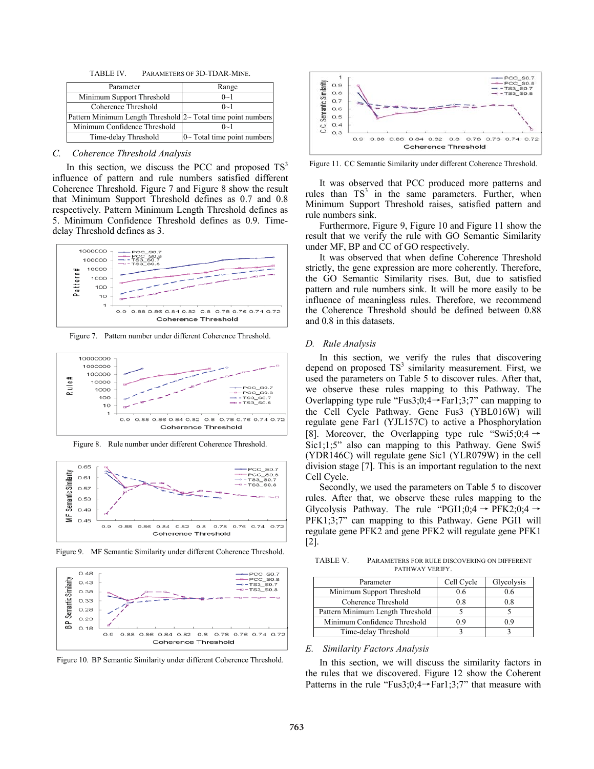TABLE IV. PARAMETERS OF 3D-TDAR-MINE.

| Parameter | Range |
|---|---|
| Minimum Support Threshold | 0~1 |
| Coherence Threshold | 0~1 |
| Pattern Minimum Length Threshold | 2~ Total time point numbers |
| Minimum Confidence Threshold | 0~1 |
| Time-delay Threshold | 0~ Total time point numbers |

### C. Coherence Threshold Analysis

In this section, we discuss the PCC and proposed $TS^3$ influence of pattern and rule numbers satisfied different Coherence Threshold. Figure 7 and Figure 8 show the result that Minimum Support Threshold defines as 0.7 and 0.8 respectively. Pattern Minimum Length Threshold defines as 5. Minimum Confidence Threshold defines as 0.9. Time-delay Threshold defines as 3.

Figure 7. Pattern number under different Coherence Threshold.

Figure 8. Rule number under different Coherence Threshold.

Figure 9. MF Semantic Similarity under different Coherence Threshold.

Figure 10. BP Semantic Similarity under different Coherence Threshold.

Figure 11. CC Semantic Similarity under different Coherence Threshold.

It was observed that PCC produced more patterns and rules than $TS^3$ in the same parameters. Further, when Minimum Support Threshold raises, satisfied pattern and rule numbers sink.

Furthermore, Figure 9, Figure 10 and Figure 11 show the result that we verify the rule with GO Semantic Similarity under MF, BP and CC of GO respectively.

It was observed that when define Coherence Threshold strictly, the gene expression are more coherently. Therefore, the GO Semantic Similarity rises. But, due to satisfied pattern and rule numbers sink. It will be more easily to be influence of meaningless rules. Therefore, we recommend the Coherence Threshold should be defined between 0.88 and 0.8 in this datasets.

### D. Rule Analysis

In this section, we verify the rules that discovering depend on proposed $TS^3$ similarity measurement. First, we used the parameters on Table 5 to discover rules. After that, we observe these rules mapping to this Pathway. The Overlapping type rule "Fus3;0;4→Far1;3;7" can mapping to the Cell Cycle Pathway. Gene Fus3 (YBL016W) will regulate gene Far1 (YJL157C) to active a Phosphorylation [8]. Moreover, the Overlapping type rule "Swi5;0;4 → Sic1;1;5" also can mapping to this Pathway. Gene Swi5 (YDR146C) will regulate gene Sic1 (YLR079W) in the cell division stage [7]. This is an important regulation to the next Cell Cycle.

Secondly, we used the parameters on Table 5 to discover rules. After that, we observe these rules mapping to the Glycolysis Pathway. The rule "PGI1;0;4 → PFK2;0;4 → PFK1;3;7" can mapping to this Pathway. Gene PGI1 will regulate gene PFK2 and gene PFK2 will regulate gene PFK1 [2].

TABLE V. PARAMETERS FOR RULE DISCOVERING ON DIFFERENT PATHWAY VERIFY.

| Parameter | Cell Cycle | Glycolysis |
|---|---|---|
| Minimum Support Threshold | 0.6 | 0.6 |
| Coherence Threshold | 0.8 | 0.8 |
| Pattern Minimum Length Threshold | 5 | 5 |
| Minimum Confidence Threshold | 0.9 | 0.9 |
| Time-delay Threshold | 3 | 3 |

### E. Similarity Factors Analysis

In this section, we will discuss the similarity factors in the rules that we discovered. Figure 12 show the Coherent Patterns in the rule "Fus3;0;4→Far1;3;7" that measure with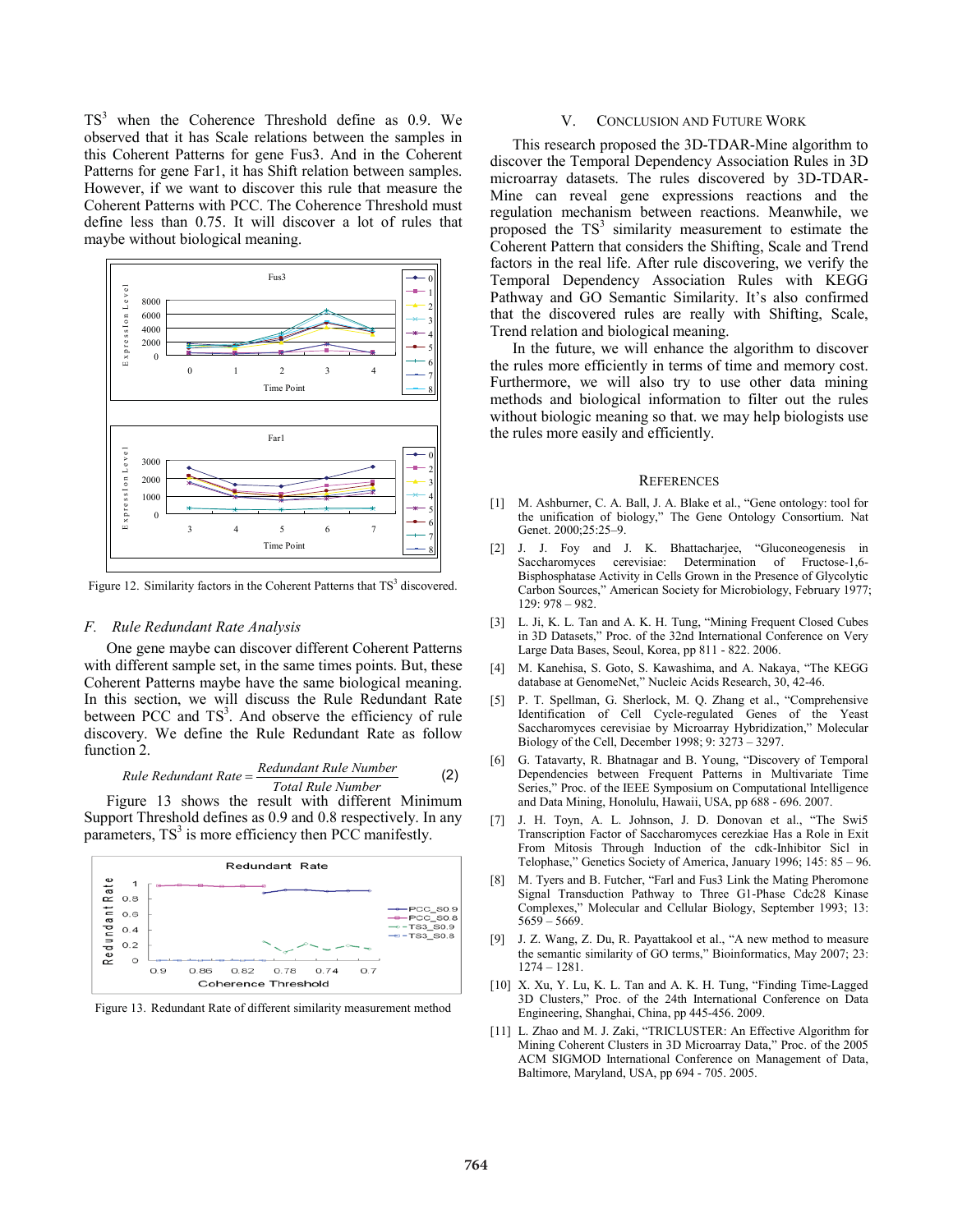TS$^3$ when the Coherence Threshold define as 0.9. We observed that it has Scale relations between the samples in this Coherent Patterns for gene Fus3. And in the Coherent Patterns for gene Far1, it has Shift relation between samples. However, if we want to discover this rule that measure the Coherent Patterns with PCC. The Coherence Threshold must define less than 0.75. It will discover a lot of rules that maybe without biological meaning.

Fus3

Expression Level

8000
6000
4000
2000
0

0 1 2 3 4

Time Point

0 1 2 3 4 5 6 7 8

Far1

Expression Level

3000
2000
1000
0

3 4 5 6 7

Time Point

0 2 3 4 5 6 7 8

Figure 12. Similarity factors in the Coherent Patterns that TS$^3$ discovered.

### *F. Rule Redundant Rate Analysis*

One gene maybe can discover different Coherent Patterns with different sample set, in the same times points. But, these Coherent Patterns maybe have the same biological meaning. In this section, we will discuss the Rule Redundant Rate between PCC and TS$^3$. And observe the efficiency of rule discovery. We define the Rule Redundant Rate as follow function 2.

$$Rule\ Redundant\ Rate = \frac{Redundant\ Rule\ Number}{Total\ Rule\ Number} \qquad (2)$$

Figure 13 shows the result with different Minimum Support Threshold defines as 0.9 and 0.8 respectively. In any parameters, TS$^3$ is more efficiency then PCC manifestly.

Redundant Rate

Redundant Rate

1
0.8
0.6
0.4
0.2
0

0.9 0.86 0.82 0.78 0.74 0.7

Coherence Threshold

PCC_S0.9
PCC_S0.8
TS3_S0.9
TS3_S0.8

Figure 13. Redundant Rate of different similarity measurement method

## V. Conclusion and Future Work

This research proposed the 3D-TDAR-Mine algorithm to discover the Temporal Dependency Association Rules in 3D microarray datasets. The rules discovered by 3D-TDAR-Mine can reveal gene expressions reactions and the regulation mechanism between reactions. Meanwhile, we proposed the TS$^3$ similarity measurement to estimate the Coherent Pattern that considers the Shifting, Scale and Trend factors in the real life. After rule discovering, we verify the Temporal Dependency Association Rules with KEGG Pathway and GO Semantic Similarity. It's also confirmed that the discovered rules are really with Shifting, Scale, Trend relation and biological meaning.

In the future, we will enhance the algorithm to discover the rules more efficiently in terms of time and memory cost. Furthermore, we will also try to use other data mining methods and biological information to filter out the rules without biologic meaning so that. we may help biologists use the rules more easily and efficiently.

## References

[1] M. Ashburner, C. A. Ball, J. A. Blake et al., "Gene ontology: tool for the unification of biology," The Gene Ontology Consortium. Nat Genet. 2000;25:25–9.

[2] J. J. Foy and J. K. Bhattacharjee, "Gluconeogenesis in Saccharomyces cerevisiae: Determination of Fructose-1,6-Bisphosphatase Activity in Cells Grown in the Presence of Glycolytic Carbon Sources," American Society for Microbiology, February 1977; 129: 978 – 982.

[3] L. Ji, K. L. Tan and A. K. H. Tung, "Mining Frequent Closed Cubes in 3D Datasets," Proc. of the 32nd International Conference on Very Large Data Bases, Seoul, Korea, pp 811 - 822. 2006.

[4] M. Kanehisa, S. Goto, S. Kawashima, and A. Nakaya, "The KEGG database at GenomeNet," Nucleic Acids Research, 30, 42-46.

[5] P. T. Spellman, G. Sherlock, M. Q. Zhang et al., "Comprehensive Identification of Cell Cycle-regulated Genes of the Yeast Saccharomyces cerevisiae by Microarray Hybridization," Molecular Biology of the Cell, December 1998; 9: 3273 – 3297.

[6] G. Tatavarty, R. Bhatnagar and B. Young, "Discovery of Temporal Dependencies between Frequent Patterns in Multivariate Time Series," Proc. of the IEEE Symposium on Computational Intelligence and Data Mining, Honolulu, Hawaii, USA, pp 688 - 696. 2007.

[7] J. H. Toyn, A. L. Johnson, J. D. Donovan et al., "The Swi5 Transcription Factor of Saccharomyces cerezkiae Has a Role in Exit From Mitosis Through Induction of the cdk-Inhibitor Sicl in Telophase," Genetics Society of America, January 1996; 145: 85 – 96.

[8] M. Tyers and B. Futcher, "Far1 and Fus3 Link the Mating Pheromone Signal Transduction Pathway to Three G1-Phase Cdc28 Kinase Complexes," Molecular and Cellular Biology, September 1993; 13: 5659 – 5669.

[9] J. Z. Wang, Z. Du, R. Payattakool et al., "A new method to measure the semantic similarity of GO terms," Bioinformatics, May 2007; 23: 1274 – 1281.

[10] X. Xu, Y. Lu, K. L. Tan and A. K. H. Tung, "Finding Time-Lagged 3D Clusters," Proc. of the 24th International Conference on Data Engineering, Shanghai, China, pp 445-456. 2009.

[11] L. Zhao and M. J. Zaki, "TRICLUSTER: An Effective Algorithm for Mining Coherent Clusters in 3D Microarray Data," Proc. of the 2005 ACM SIGMOD International Conference on Management of Data, Baltimore, Maryland, USA, pp 694 - 705. 2005.